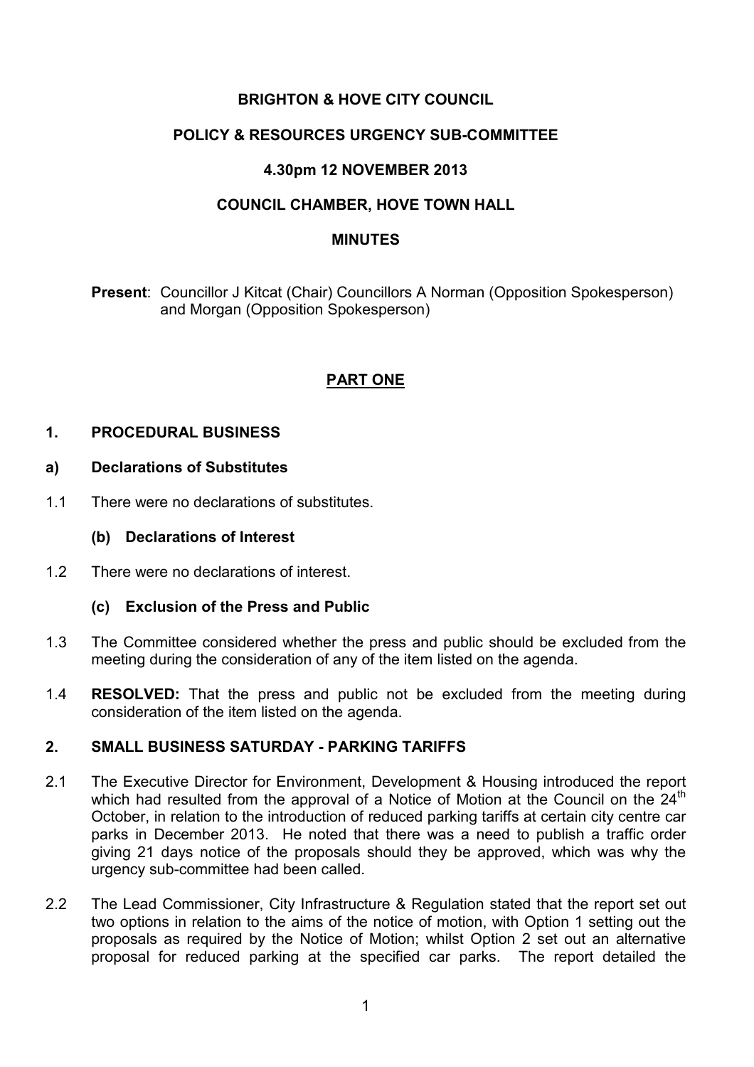# BRIGHTON & HOVE CITY COUNCIL

## POLICY & RESOURCES URGENCY SUB-COMMITTEE

### 4.30pm 12 NOVEMBER 2013

### COUNCIL CHAMBER, HOVE TOWN HALL

### MINUTES

**Present**: Councillor J Kitcat (Chair) Councillors A Norman (Opposition Spokesperson) and Morgan (Opposition Spokesperson)

## PART ONE

### 1. PROCEDURAL BUSINESS

#### a) Declarations of Substitutes

1.1 There were no declarations of substitutes.

#### (b) Declarations of Interest

1.2 There were no declarations of interest.

#### (c) Exclusion of the Press and Public

1.3 The Committee considered whether the press and public should be excluded from the meeting during the consideration of any of the item listed on the agenda.

1.4 **RESOLVED:** That the press and public not be excluded from the meeting during consideration of the item listed on the agenda.

### 2. SMALL BUSINESS SATURDAY - PARKING TARIFFS

2.1 The Executive Director for Environment, Development & Housing introduced the report which had resulted from the approval of a Notice of Motion at the Council on the 24th October, in relation to the introduction of reduced parking tariffs at certain city centre car parks in December 2013. He noted that there was a need to publish a traffic order giving 21 days notice of the proposals should they be approved, which was why the urgency sub-committee had been called.

2.2 The Lead Commissioner, City Infrastructure & Regulation stated that the report set out two options in relation to the aims of the notice of motion, with Option 1 setting out the proposals as required by the Notice of Motion; whilst Option 2 set out an alternative proposal for reduced parking at the specified car parks. The report detailed the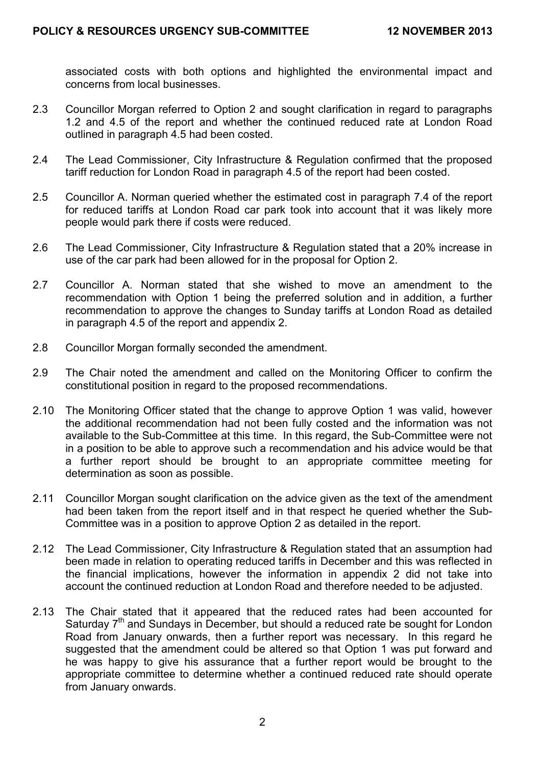associated costs with both options and highlighted the environmental impact and concerns from local businesses.

2.3 Councillor Morgan referred to Option 2 and sought clarification in regard to paragraphs 1.2 and 4.5 of the report and whether the continued reduced rate at London Road outlined in paragraph 4.5 had been costed.

2.4 The Lead Commissioner, City Infrastructure & Regulation confirmed that the proposed tariff reduction for London Road in paragraph 4.5 of the report had been costed.

2.5 Councillor A. Norman queried whether the estimated cost in paragraph 7.4 of the report for reduced tariffs at London Road car park took into account that it was likely more people would park there if costs were reduced.

2.6 The Lead Commissioner, City Infrastructure & Regulation stated that a 20% increase in use of the car park had been allowed for in the proposal for Option 2.

2.7 Councillor A. Norman stated that she wished to move an amendment to the recommendation with Option 1 being the preferred solution and in addition, a further recommendation to approve the changes to Sunday tariffs at London Road as detailed in paragraph 4.5 of the report and appendix 2.

2.8 Councillor Morgan formally seconded the amendment.

2.9 The Chair noted the amendment and called on the Monitoring Officer to confirm the constitutional position in regard to the proposed recommendations.

2.10 The Monitoring Officer stated that the change to approve Option 1 was valid, however the additional recommendation had not been fully costed and the information was not available to the Sub-Committee at this time. In this regard, the Sub-Committee were not in a position to be able to approve such a recommendation and his advice would be that a further report should be brought to an appropriate committee meeting for determination as soon as possible.

2.11 Councillor Morgan sought clarification on the advice given as the text of the amendment had been taken from the report itself and in that respect he queried whether the Sub-Committee was in a position to approve Option 2 as detailed in the report.

2.12 The Lead Commissioner, City Infrastructure & Regulation stated that an assumption had been made in relation to operating reduced tariffs in December and this was reflected in the financial implications, however the information in appendix 2 did not take into account the continued reduction at London Road and therefore needed to be adjusted.

2.13 The Chair stated that it appeared that the reduced rates had been accounted for Saturday 7th and Sundays in December, but should a reduced rate be sought for London Road from January onwards, then a further report was necessary. In this regard he suggested that the amendment could be altered so that Option 1 was put forward and he was happy to give his assurance that a further report would be brought to the appropriate committee to determine whether a continued reduced rate should operate from January onwards.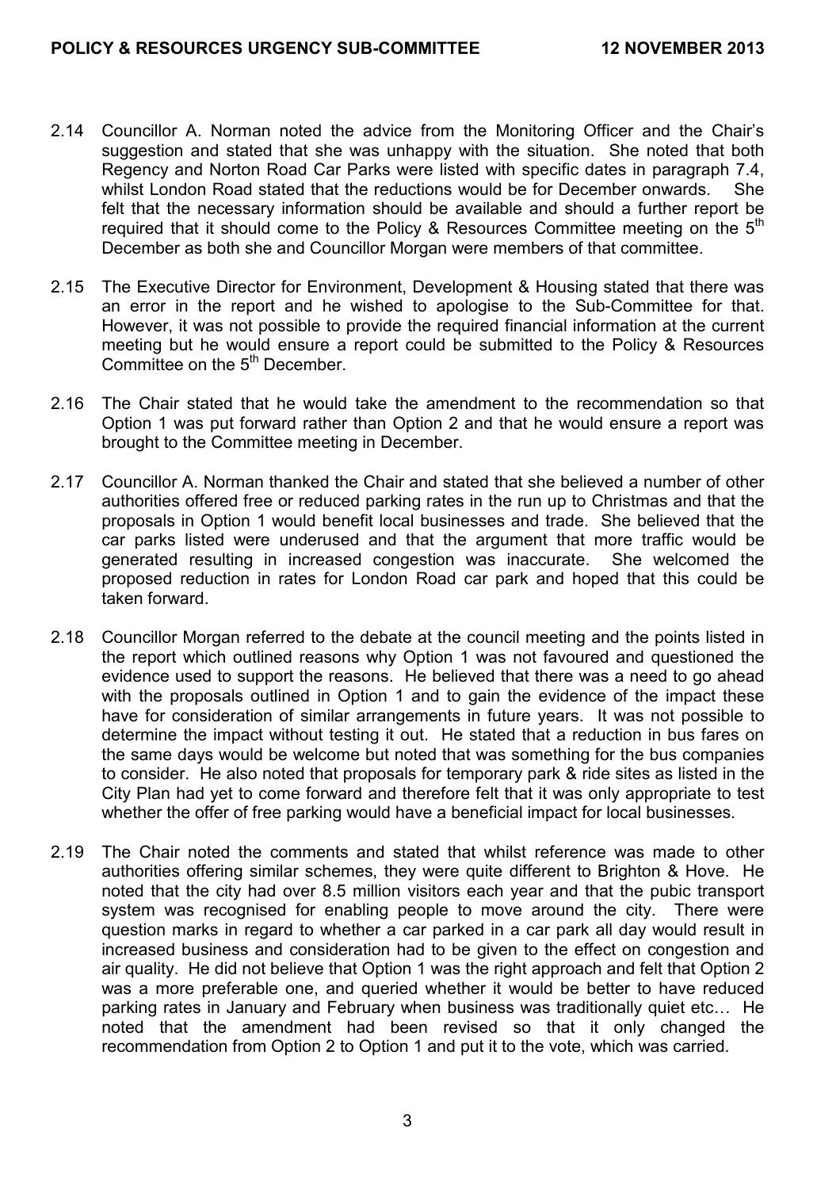2.14 Councillor A. Norman noted the advice from the Monitoring Officer and the Chair's suggestion and stated that she was unhappy with the situation. She noted that both Regency and Norton Road Car Parks were listed with specific dates in paragraph 7.4, whilst London Road stated that the reductions would be for December onwards. She felt that the necessary information should be available and should a further report be required that it should come to the Policy & Resources Committee meeting on the 5th December as both she and Councillor Morgan were members of that committee.

2.15 The Executive Director for Environment, Development & Housing stated that there was an error in the report and he wished to apologise to the Sub-Committee for that. However, it was not possible to provide the required financial information at the current meeting but he would ensure a report could be submitted to the Policy & Resources Committee on the 5th December.

2.16 The Chair stated that he would take the amendment to the recommendation so that Option 1 was put forward rather than Option 2 and that he would ensure a report was brought to the Committee meeting in December.

2.17 Councillor A. Norman thanked the Chair and stated that she believed a number of other authorities offered free or reduced parking rates in the run up to Christmas and that the proposals in Option 1 would benefit local businesses and trade. She believed that the car parks listed were underused and that the argument that more traffic would be generated resulting in increased congestion was inaccurate. She welcomed the proposed reduction in rates for London Road car park and hoped that this could be taken forward.

2.18 Councillor Morgan referred to the debate at the council meeting and the points listed in the report which outlined reasons why Option 1 was not favoured and questioned the evidence used to support the reasons. He believed that there was a need to go ahead with the proposals outlined in Option 1 and to gain the evidence of the impact these have for consideration of similar arrangements in future years. It was not possible to determine the impact without testing it out. He stated that a reduction in bus fares on the same days would be welcome but noted that was something for the bus companies to consider. He also noted that proposals for temporary park & ride sites as listed in the City Plan had yet to come forward and therefore felt that it was only appropriate to test whether the offer of free parking would have a beneficial impact for local businesses.

2.19 The Chair noted the comments and stated that whilst reference was made to other authorities offering similar schemes, they were quite different to Brighton & Hove. He noted that the city had over 8.5 million visitors each year and that the pubic transport system was recognised for enabling people to move around the city. There were question marks in regard to whether a car parked in a car park all day would result in increased business and consideration had to be given to the effect on congestion and air quality. He did not believe that Option 1 was the right approach and felt that Option 2 was a more preferable one, and queried whether it would be better to have reduced parking rates in January and February when business was traditionally quiet etc… He noted that the amendment had been revised so that it only changed the recommendation from Option 2 to Option 1 and put it to the vote, which was carried.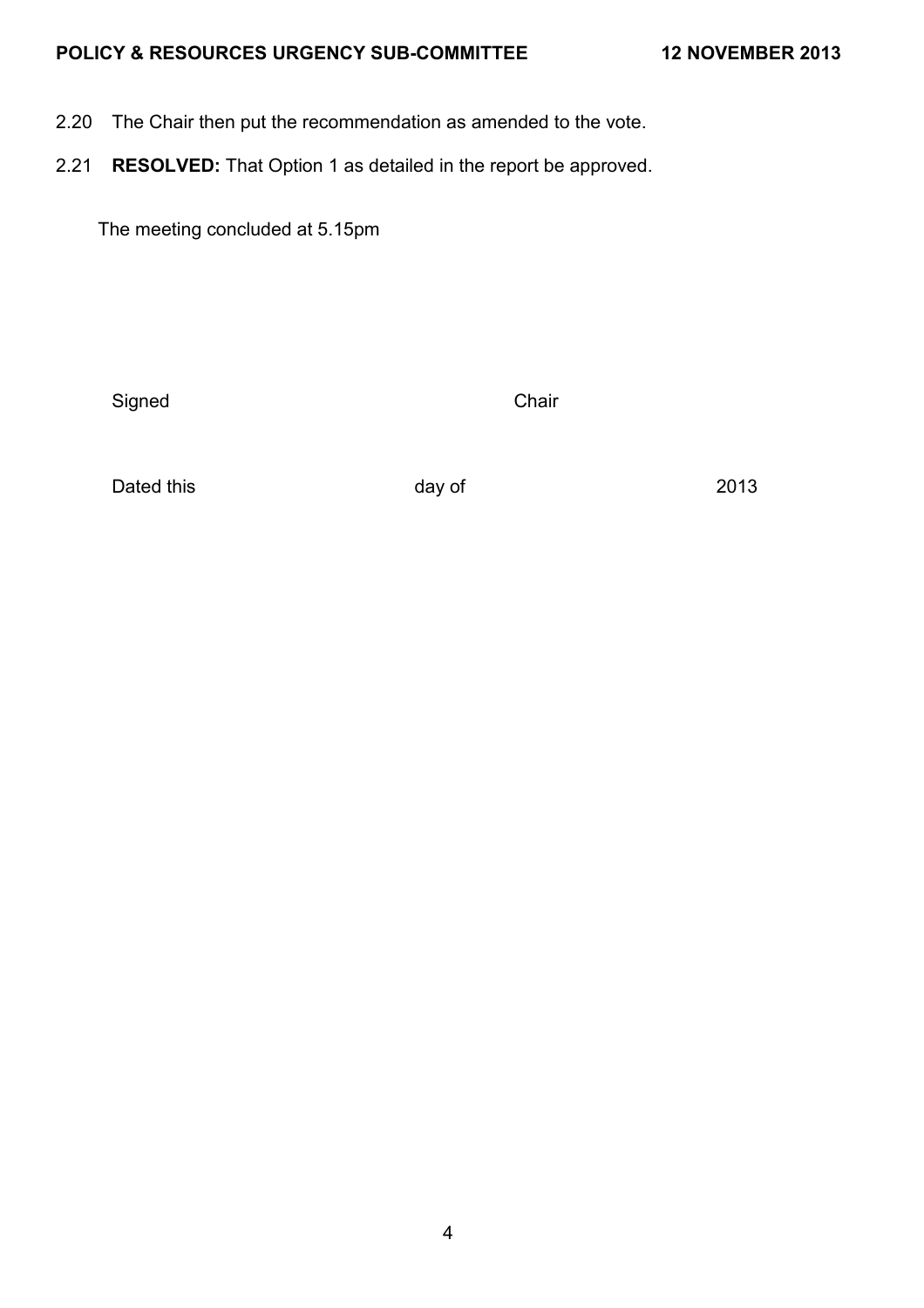2.20 The Chair then put the recommendation as amended to the vote.

2.21 **RESOLVED:** That Option 1 as detailed in the report be approved.

The meeting concluded at 5.15pm

Signed Chair

Dated this day of 2013